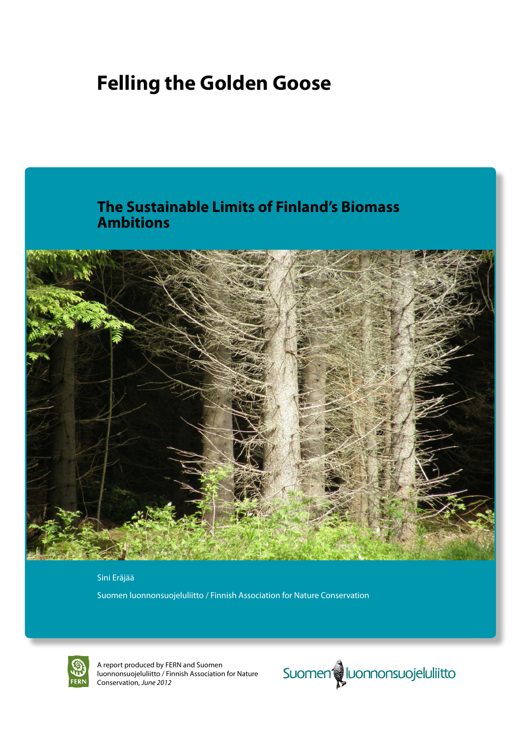# Felling the Golden Goose

## The Sustainable Limits of Finland's Biomass Ambitions

Sini Eräjää

Suomen luonnonsuojeluliitto / Finnish Association for Nature Conservation

A report produced by FERN and Suomen luonnonsuojeluliitto / Finnish Association for Nature Conservation, *June 2012*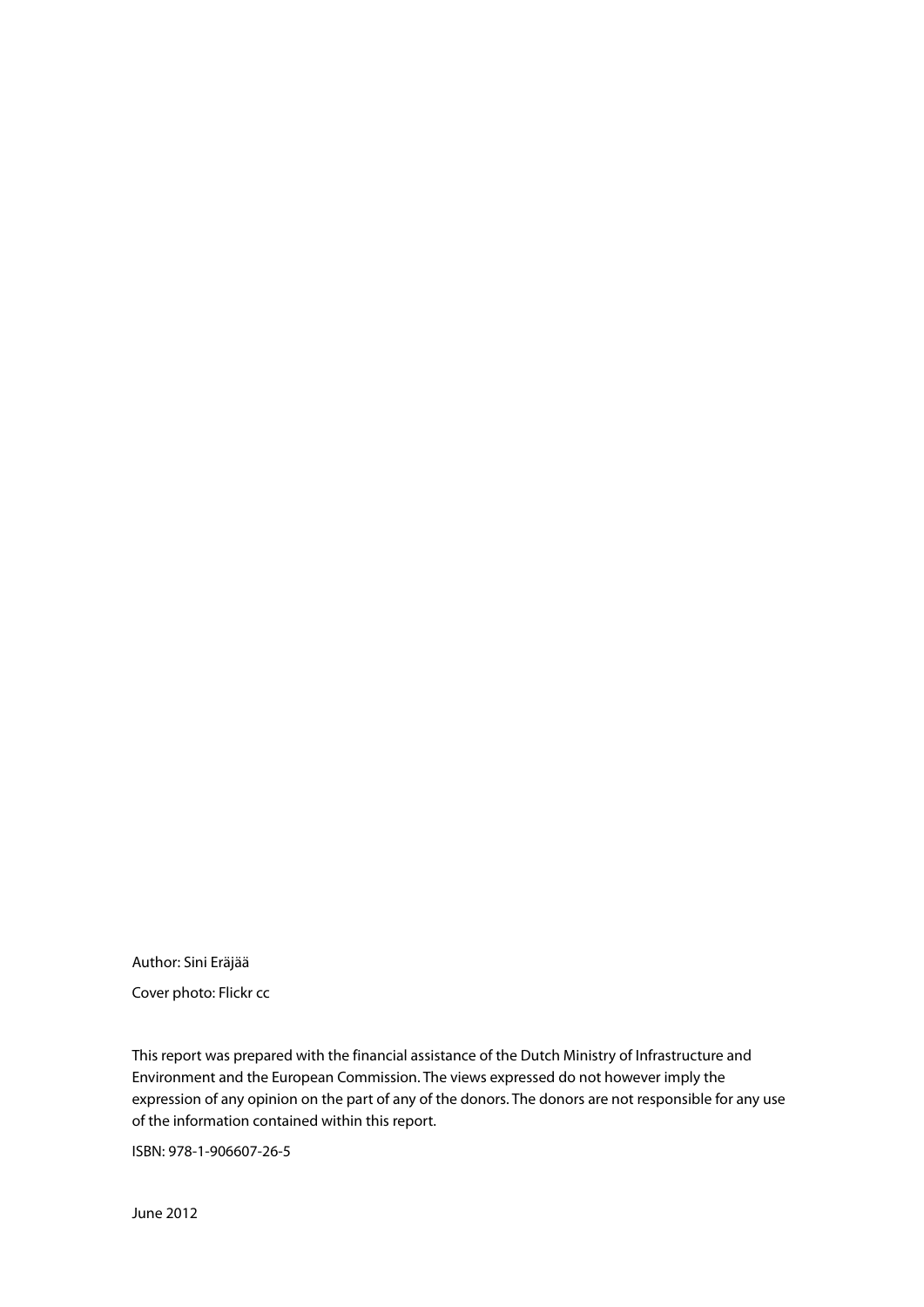Author: Sini Eräjää

Cover photo: Flickr cc

This report was prepared with the financial assistance of the Dutch Ministry of Infrastructure and Environment and the European Commission. The views expressed do not however imply the expression of any opinion on the part of any of the donors. The donors are not responsible for any use of the information contained within this report.

ISBN: 978-1-906607-26-5

June 2012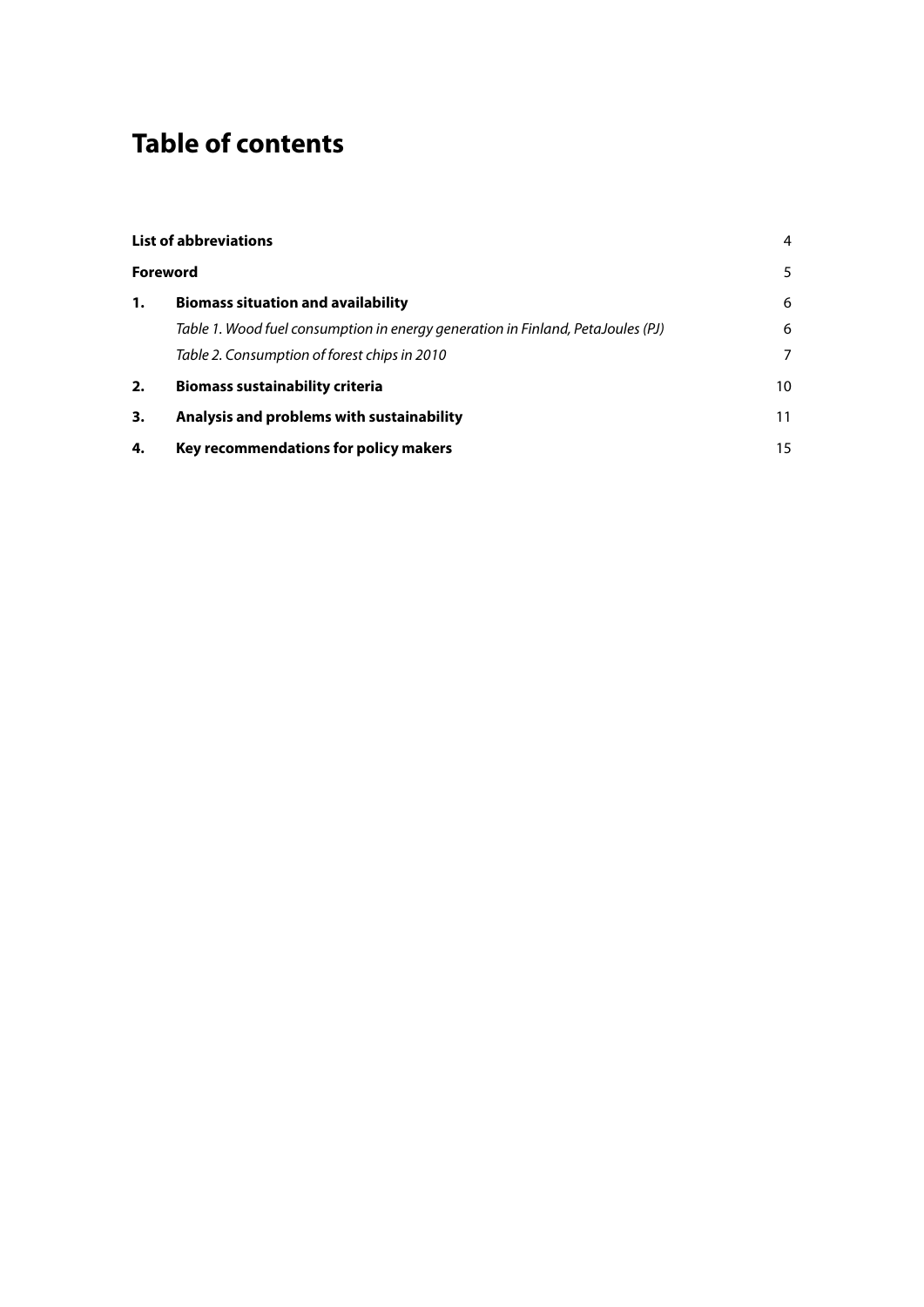# Table of contents

| | | |
|---|---|---|
| **List of abbreviations** | | 4 |
| **Foreword** | | 5 |
| **1.** | **Biomass situation and availability** | 6 |
| | *Table 1. Wood fuel consumption in energy generation in Finland, PetaJoules (PJ)* | 6 |
| | *Table 2. Consumption of forest chips in 2010* | 7 |
| **2.** | **Biomass sustainability criteria** | 10 |
| **3.** | **Analysis and problems with sustainability** | 11 |
| **4.** | **Key recommendations for policy makers** | 15 |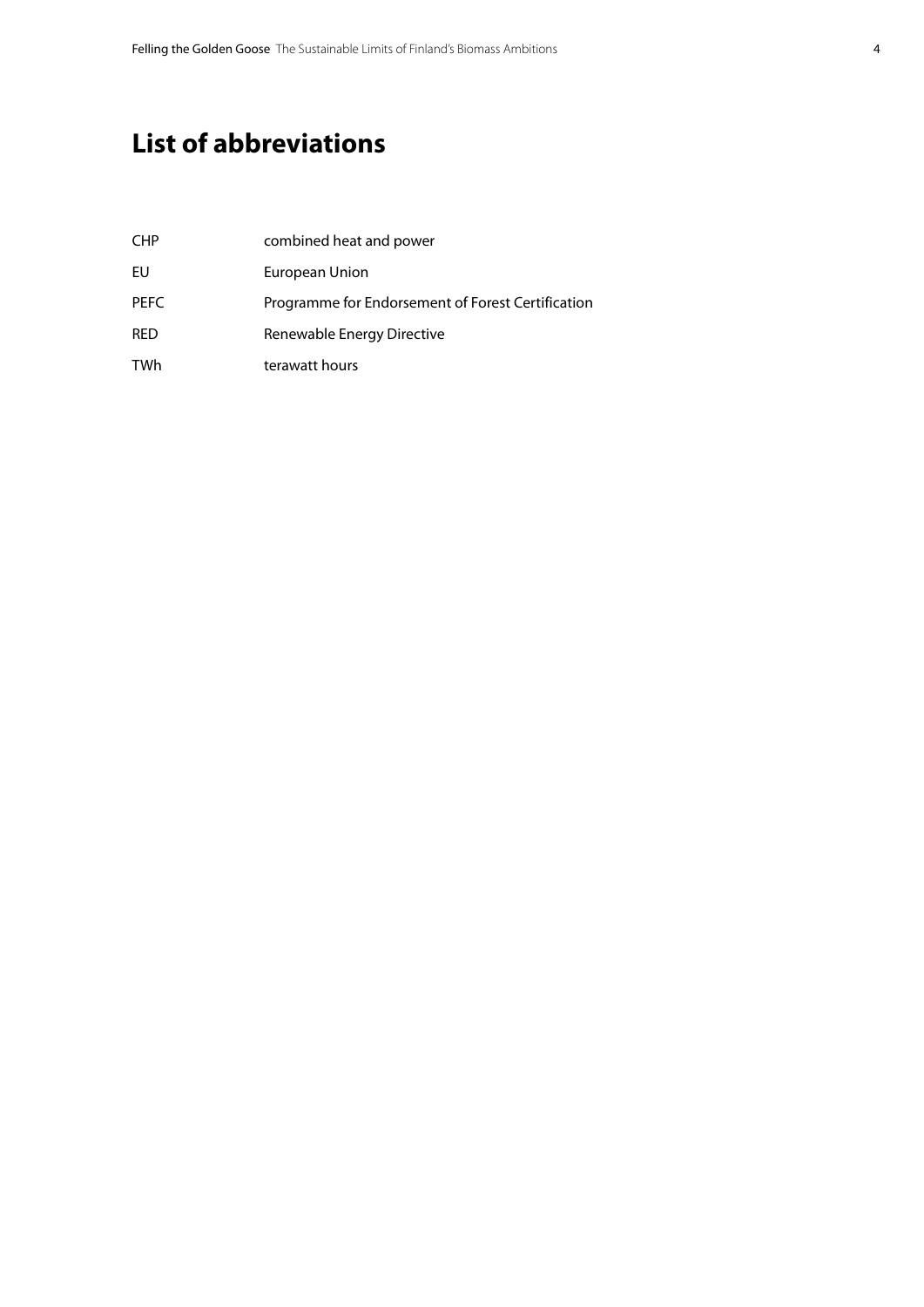# List of abbreviations

| | |
|---|---|
| CHP | combined heat and power |
| EU | European Union |
| PEFC | Programme for Endorsement of Forest Certification |
| RED | Renewable Energy Directive |
| TWh | terawatt hours |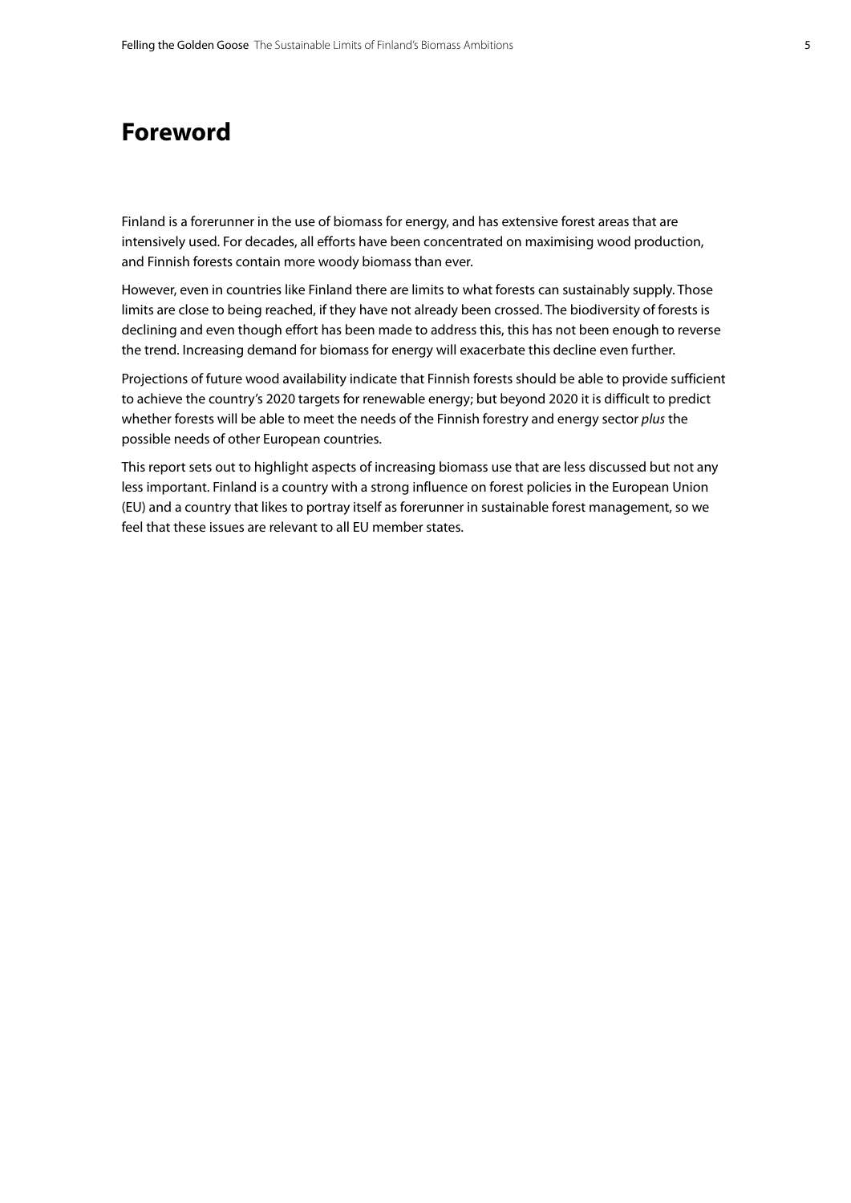# Foreword

Finland is a forerunner in the use of biomass for energy, and has extensive forest areas that are intensively used. For decades, all efforts have been concentrated on maximising wood production, and Finnish forests contain more woody biomass than ever.

However, even in countries like Finland there are limits to what forests can sustainably supply. Those limits are close to being reached, if they have not already been crossed. The biodiversity of forests is declining and even though effort has been made to address this, this has not been enough to reverse the trend. Increasing demand for biomass for energy will exacerbate this decline even further.

Projections of future wood availability indicate that Finnish forests should be able to provide sufficient to achieve the country's 2020 targets for renewable energy; but beyond 2020 it is difficult to predict whether forests will be able to meet the needs of the Finnish forestry and energy sector *plus* the possible needs of other European countries.

This report sets out to highlight aspects of increasing biomass use that are less discussed but not any less important. Finland is a country with a strong influence on forest policies in the European Union (EU) and a country that likes to portray itself as forerunner in sustainable forest management, so we feel that these issues are relevant to all EU member states.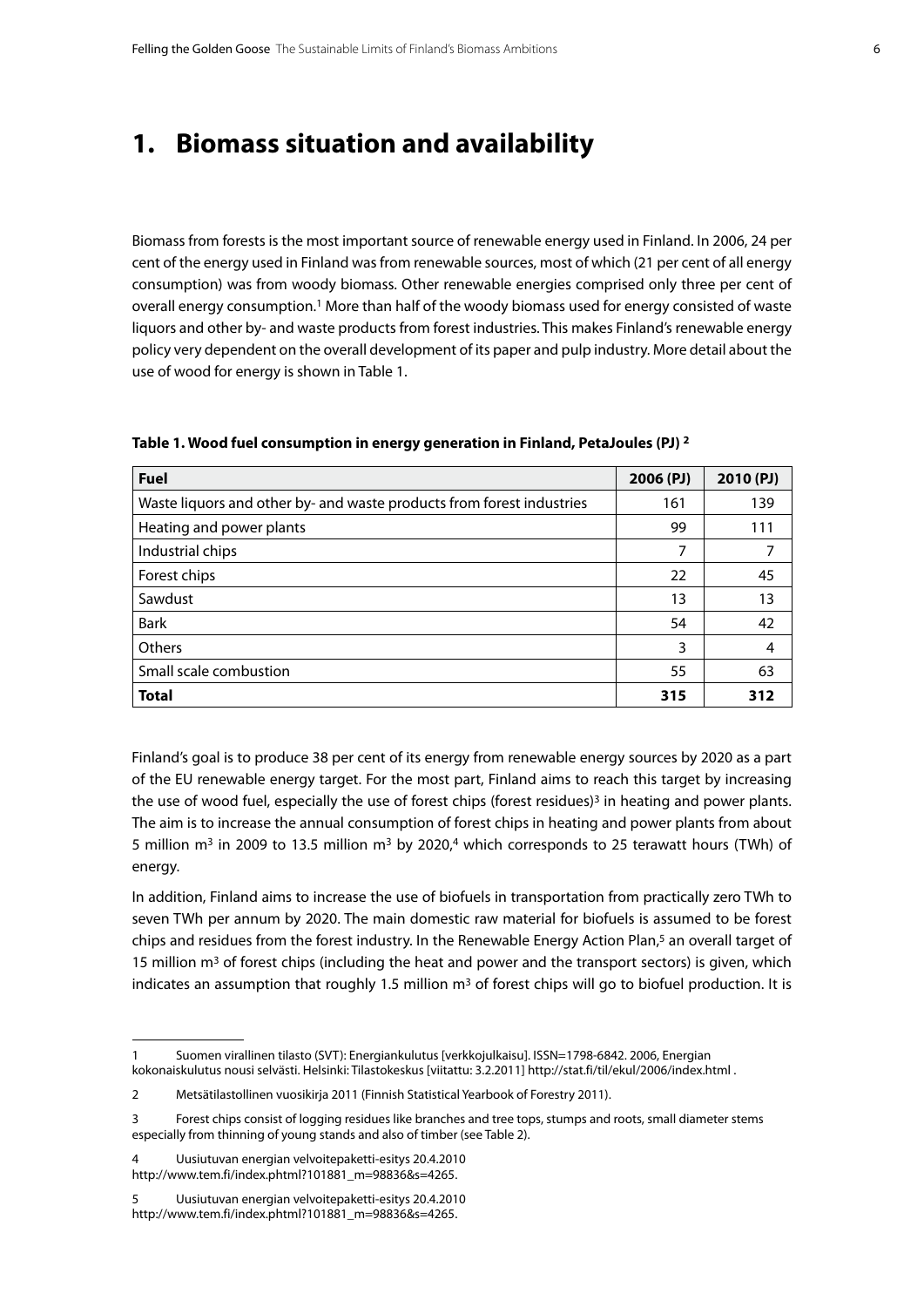# 1. Biomass situation and availability

Biomass from forests is the most important source of renewable energy used in Finland. In 2006, 24 per cent of the energy used in Finland was from renewable sources, most of which (21 per cent of all energy consumption) was from woody biomass. Other renewable energies comprised only three per cent of overall energy consumption.[1] More than half of the woody biomass used for energy consisted of waste liquors and other by- and waste products from forest industries. This makes Finland's renewable energy policy very dependent on the overall development of its paper and pulp industry. More detail about the use of wood for energy is shown in Table 1.

**Table 1. Wood fuel consumption in energy generation in Finland, PetaJoules (PJ) [2]**

| Fuel | 2006 (PJ) | 2010 (PJ) |
|---|---|---|
| Waste liquors and other by- and waste products from forest industries | 161 | 139 |
| Heating and power plants | 99 | 111 |
| Industrial chips | 7 | 7 |
| Forest chips | 22 | 45 |
| Sawdust | 13 | 13 |
| Bark | 54 | 42 |
| Others | 3 | 4 |
| Small scale combustion | 55 | 63 |
| **Total** | **315** | **312** |

Finland's goal is to produce 38 per cent of its energy from renewable energy sources by 2020 as a part of the EU renewable energy target. For the most part, Finland aims to reach this target by increasing the use of wood fuel, especially the use of forest chips (forest residues)[3] in heating and power plants. The aim is to increase the annual consumption of forest chips in heating and power plants from about 5 million $m^3$ in 2009 to 13.5 million $m^3$ by 2020,[4] which corresponds to 25 terawatt hours (TWh) of energy.

In addition, Finland aims to increase the use of biofuels in transportation from practically zero TWh to seven TWh per annum by 2020. The main domestic raw material for biofuels is assumed to be forest chips and residues from the forest industry. In the Renewable Energy Action Plan,[5] an overall target of 15 million $m^3$ of forest chips (including the heat and power and the transport sectors) is given, which indicates an assumption that roughly 1.5 million $m^3$ of forest chips will go to biofuel production. It is

1 Suomen virallinen tilasto (SVT): Energiankulutus [verkkojulkaisu]. ISSN=1798-6842. 2006, Energian kokonaiskulutus nousi selvästi. Helsinki: Tilastokeskus [viitattu: 3.2.2011] http://stat.fi/til/ekul/2006/index.html .

2 Metsätilastollinen vuosikirja 2011 (Finnish Statistical Yearbook of Forestry 2011).

3 Forest chips consist of logging residues like branches and tree tops, stumps and roots, small diameter stems especially from thinning of young stands and also of timber (see Table 2).

4 Uusiutuvan energian velvoitepaketti-esitys 20.4.2010 http://www.tem.fi/index.phtml?101881_m=98836&s=4265.

5 Uusiutuvan energian velvoitepaketti-esitys 20.4.2010 http://www.tem.fi/index.phtml?101881_m=98836&s=4265.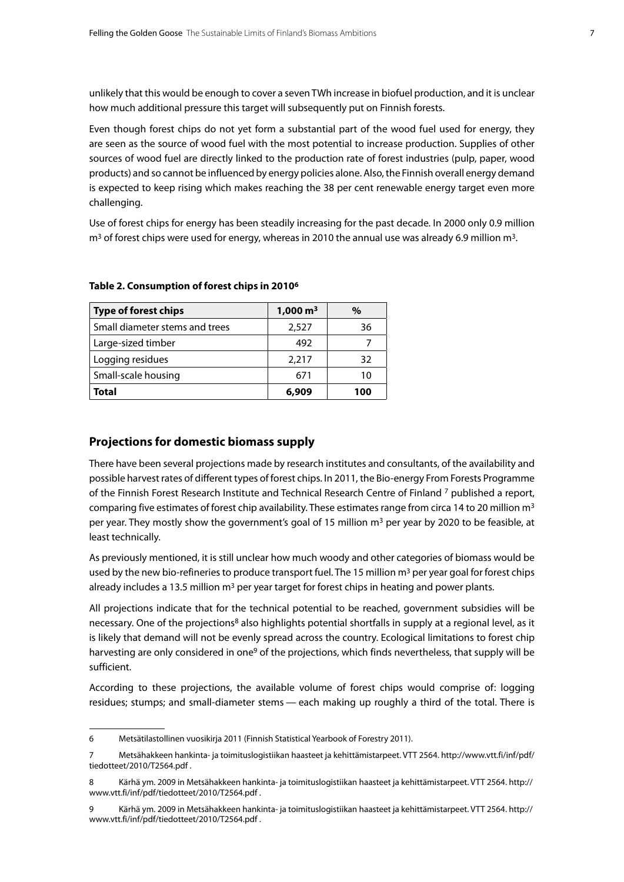unlikely that this would be enough to cover a seven TWh increase in biofuel production, and it is unclear how much additional pressure this target will subsequently put on Finnish forests.

Even though forest chips do not yet form a substantial part of the wood fuel used for energy, they are seen as the source of wood fuel with the most potential to increase production. Supplies of other sources of wood fuel are directly linked to the production rate of forest industries (pulp, paper, wood products) and so cannot be influenced by energy policies alone. Also, the Finnish overall energy demand is expected to keep rising which makes reaching the 38 per cent renewable energy target even more challenging.

Use of forest chips for energy has been steadily increasing for the past decade. In 2000 only 0.9 million $m^3$ of forest chips were used for energy, whereas in 2010 the annual use was already 6.9 million $m^3$.

**Table 2. Consumption of forest chips in 2010[6]**

| Type of forest chips | 1,000 $m^3$ | % |
|---|---|---|
| Small diameter stems and trees | 2,527 | 36 |
| Large-sized timber | 492 | 7 |
| Logging residues | 2,217 | 32 |
| Small-scale housing | 671 | 10 |
| **Total** | **6,909** | **100** |

## Projections for domestic biomass supply

There have been several projections made by research institutes and consultants, of the availability and possible harvest rates of different types of forest chips. In 2011, the Bio-energy From Forests Programme of the Finnish Forest Research Institute and Technical Research Centre of Finland [7] published a report, comparing five estimates of forest chip availability. These estimates range from circa 14 to 20 million $m^3$ per year. They mostly show the government's goal of 15 million $m^3$ per year by 2020 to be feasible, at least technically.

As previously mentioned, it is still unclear how much woody and other categories of biomass would be used by the new bio-refineries to produce transport fuel. The 15 million $m^3$ per year goal for forest chips already includes a 13.5 million $m^3$ per year target for forest chips in heating and power plants.

All projections indicate that for the technical potential to be reached, government subsidies will be necessary. One of the projections[8] also highlights potential shortfalls in supply at a regional level, as it is likely that demand will not be evenly spread across the country. Ecological limitations to forest chip harvesting are only considered in one[9] of the projections, which finds nevertheless, that supply will be sufficient.

According to these projections, the available volume of forest chips would comprise of: logging residues; stumps; and small-diameter stems — each making up roughly a third of the total. There is

---

6 Metsätilastollinen vuosikirja 2011 (Finnish Statistical Yearbook of Forestry 2011).

7 Metsähakkeen hankinta- ja toimituslogistiikan haasteet ja kehittämistarpeet. VTT 2564. http://www.vtt.fi/inf/pdf/tiedotteet/2010/T2564.pdf .

8 Kärhä ym. 2009 in Metsähakkeen hankinta- ja toimituslogistiikan haasteet ja kehittämistarpeet. VTT 2564. http://www.vtt.fi/inf/pdf/tiedotteet/2010/T2564.pdf .

9 Kärhä ym. 2009 in Metsähakkeen hankinta- ja toimituslogistiikan haasteet ja kehittämistarpeet. VTT 2564. http://www.vtt.fi/inf/pdf/tiedotteet/2010/T2564.pdf .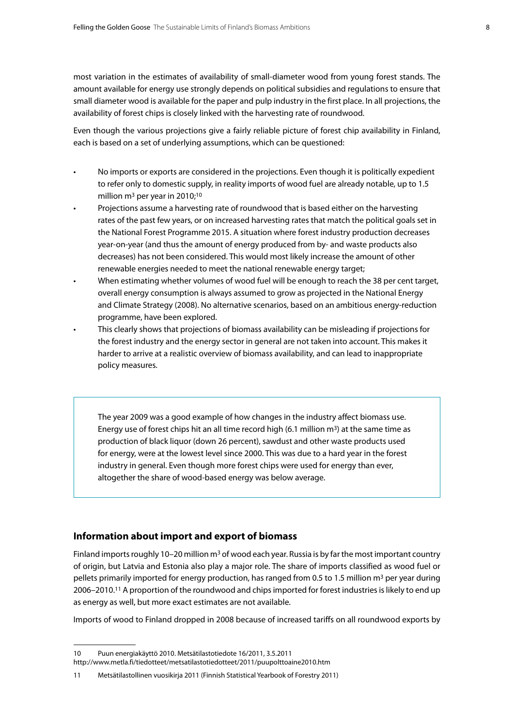most variation in the estimates of availability of small-diameter wood from young forest stands. The amount available for energy use strongly depends on political subsidies and regulations to ensure that small diameter wood is available for the paper and pulp industry in the first place. In all projections, the availability of forest chips is closely linked with the harvesting rate of roundwood.

Even though the various projections give a fairly reliable picture of forest chip availability in Finland, each is based on a set of underlying assumptions, which can be questioned:

- No imports or exports are considered in the projections. Even though it is politically expedient to refer only to domestic supply, in reality imports of wood fuel are already notable, up to 1.5 million $m^3$ per year in 2010;[10]
- Projections assume a harvesting rate of roundwood that is based either on the harvesting rates of the past few years, or on increased harvesting rates that match the political goals set in the National Forest Programme 2015. A situation where forest industry production decreases year-on-year (and thus the amount of energy produced from by- and waste products also decreases) has not been considered. This would most likely increase the amount of other renewable energies needed to meet the national renewable energy target;
- When estimating whether volumes of wood fuel will be enough to reach the 38 per cent target, overall energy consumption is always assumed to grow as projected in the National Energy and Climate Strategy (2008). No alternative scenarios, based on an ambitious energy-reduction programme, have been explored.
- This clearly shows that projections of biomass availability can be misleading if projections for the forest industry and the energy sector in general are not taken into account. This makes it harder to arrive at a realistic overview of biomass availability, and can lead to inappropriate policy measures.

> The year 2009 was a good example of how changes in the industry affect biomass use. Energy use of forest chips hit an all time record high (6.1 million $m^3$) at the same time as production of black liquor (down 26 percent), sawdust and other waste products used for energy, were at the lowest level since 2000. This was due to a hard year in the forest industry in general. Even though more forest chips were used for energy than ever, altogether the share of wood-based energy was below average.

### Information about import and export of biomass

Finland imports roughly 10–20 million $m^3$ of wood each year. Russia is by far the most important country of origin, but Latvia and Estonia also play a major role. The share of imports classified as wood fuel or pellets primarily imported for energy production, has ranged from 0.5 to 1.5 million $m^3$ per year during 2006–2010.[11] A proportion of the roundwood and chips imported for forest industries is likely to end up as energy as well, but more exact estimates are not available.

Imports of wood to Finland dropped in 2008 because of increased tariffs on all roundwood exports by

---

10 Puun energiakäyttö 2010. Metsätilastotiedote 16/2011, 3.5.2011 http://www.metla.fi/tiedotteet/metsatilastotiedotteet/2011/puupolttoaine2010.htm

11 Metsätilastollinen vuosikirja 2011 (Finnish Statistical Yearbook of Forestry 2011)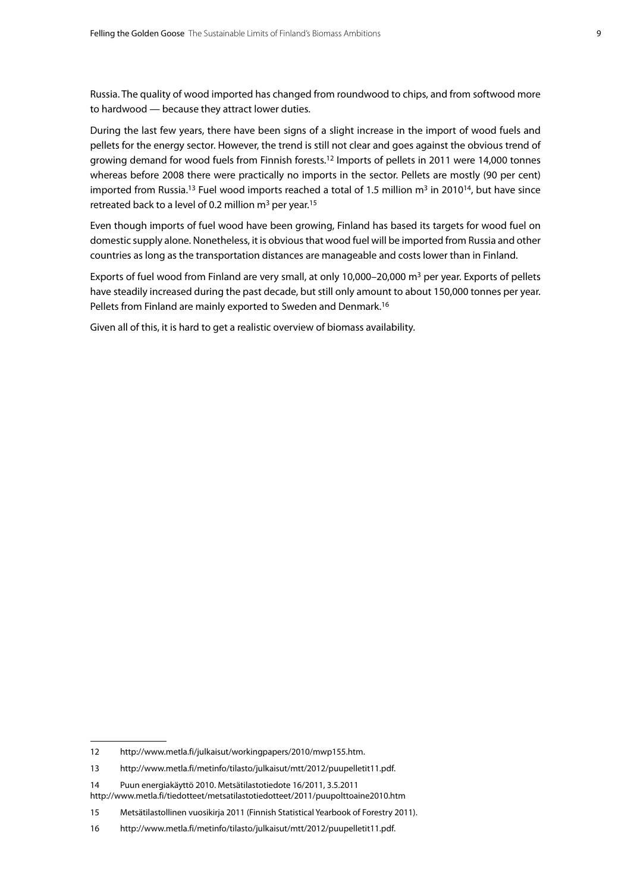Russia. The quality of wood imported has changed from roundwood to chips, and from softwood more to hardwood — because they attract lower duties.

During the last few years, there have been signs of a slight increase in the import of wood fuels and pellets for the energy sector. However, the trend is still not clear and goes against the obvious trend of growing demand for wood fuels from Finnish forests.[12] Imports of pellets in 2011 were 14,000 tonnes whereas before 2008 there were practically no imports in the sector. Pellets are mostly (90 per cent) imported from Russia.[13] Fuel wood imports reached a total of 1.5 million $m^3$ in 2010[14], but have since retreated back to a level of 0.2 million $m^3$ per year.[15]

Even though imports of fuel wood have been growing, Finland has based its targets for wood fuel on domestic supply alone. Nonetheless, it is obvious that wood fuel will be imported from Russia and other countries as long as the transportation distances are manageable and costs lower than in Finland.

Exports of fuel wood from Finland are very small, at only 10,000–20,000 $m^3$ per year. Exports of pellets have steadily increased during the past decade, but still only amount to about 150,000 tonnes per year. Pellets from Finland are mainly exported to Sweden and Denmark.[16]

Given all of this, it is hard to get a realistic overview of biomass availability.

---

12 http://www.metla.fi/julkaisut/workingpapers/2010/mwp155.htm.

13 http://www.metla.fi/metinfo/tilasto/julkaisut/mtt/2012/puupelletit11.pdf.

14 Puun energiakäyttö 2010. Metsätilastotiedote 16/2011, 3.5.2011
http://www.metla.fi/tiedotteet/metsatilastotiedotteet/2011/puupolttoaine2010.htm

15 Metsätilastollinen vuosikirja 2011 (Finnish Statistical Yearbook of Forestry 2011).

16 http://www.metla.fi/metinfo/tilasto/julkaisut/mtt/2012/puupelletit11.pdf.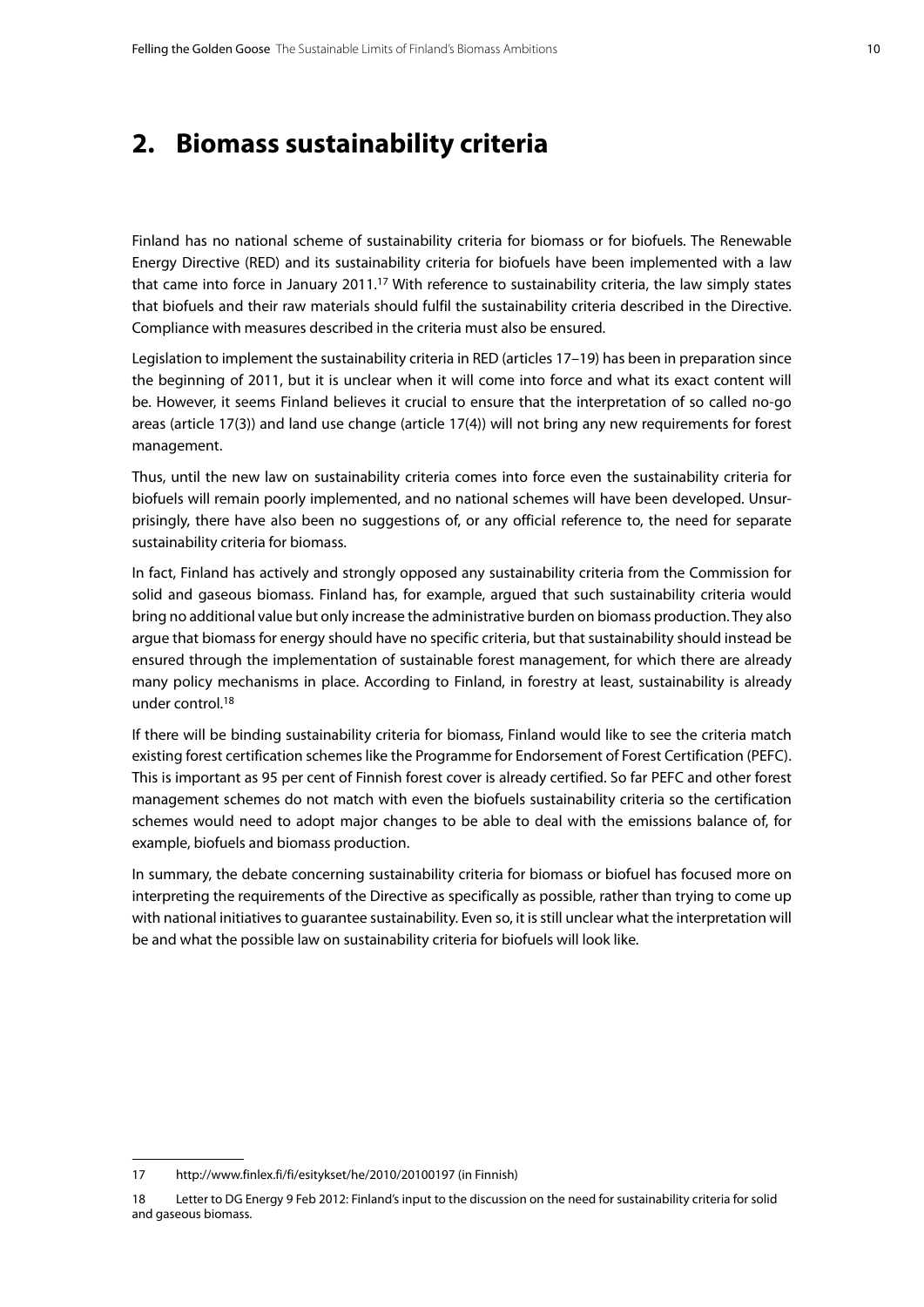# 2. Biomass sustainability criteria

Finland has no national scheme of sustainability criteria for biomass or for biofuels. The Renewable Energy Directive (RED) and its sustainability criteria for biofuels have been implemented with a law that came into force in January 2011.[17] With reference to sustainability criteria, the law simply states that biofuels and their raw materials should fulfil the sustainability criteria described in the Directive. Compliance with measures described in the criteria must also be ensured.

Legislation to implement the sustainability criteria in RED (articles 17–19) has been in preparation since the beginning of 2011, but it is unclear when it will come into force and what its exact content will be. However, it seems Finland believes it crucial to ensure that the interpretation of so called no-go areas (article 17(3)) and land use change (article 17(4)) will not bring any new requirements for forest management.

Thus, until the new law on sustainability criteria comes into force even the sustainability criteria for biofuels will remain poorly implemented, and no national schemes will have been developed. Unsurprisingly, there have also been no suggestions of, or any official reference to, the need for separate sustainability criteria for biomass.

In fact, Finland has actively and strongly opposed any sustainability criteria from the Commission for solid and gaseous biomass. Finland has, for example, argued that such sustainability criteria would bring no additional value but only increase the administrative burden on biomass production. They also argue that biomass for energy should have no specific criteria, but that sustainability should instead be ensured through the implementation of sustainable forest management, for which there are already many policy mechanisms in place. According to Finland, in forestry at least, sustainability is already under control.[18]

If there will be binding sustainability criteria for biomass, Finland would like to see the criteria match existing forest certification schemes like the Programme for Endorsement of Forest Certification (PEFC). This is important as 95 per cent of Finnish forest cover is already certified. So far PEFC and other forest management schemes do not match with even the biofuels sustainability criteria so the certification schemes would need to adopt major changes to be able to deal with the emissions balance of, for example, biofuels and biomass production.

In summary, the debate concerning sustainability criteria for biomass or biofuel has focused more on interpreting the requirements of the Directive as specifically as possible, rather than trying to come up with national initiatives to guarantee sustainability. Even so, it is still unclear what the interpretation will be and what the possible law on sustainability criteria for biofuels will look like.

---

17 http://www.finlex.fi/fi/esitykset/he/2010/20100197 (in Finnish)

18 Letter to DG Energy 9 Feb 2012: Finland's input to the discussion on the need for sustainability criteria for solid and gaseous biomass.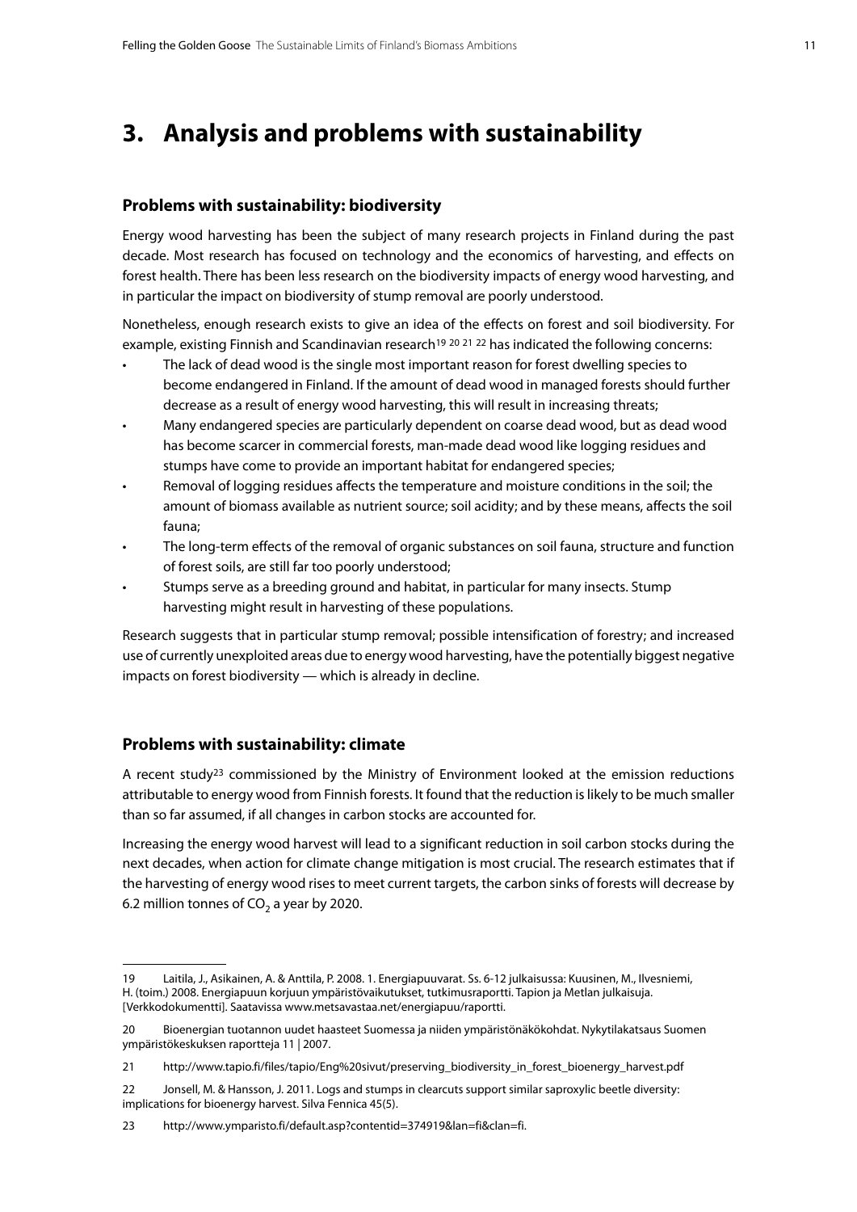# 3. Analysis and problems with sustainability

## Problems with sustainability: biodiversity

Energy wood harvesting has been the subject of many research projects in Finland during the past decade. Most research has focused on technology and the economics of harvesting, and effects on forest health. There has been less research on the biodiversity impacts of energy wood harvesting, and in particular the impact on biodiversity of stump removal are poorly understood.

Nonetheless, enough research exists to give an idea of the effects on forest and soil biodiversity. For example, existing Finnish and Scandinavian research[19 20 21 22] has indicated the following concerns:

- The lack of dead wood is the single most important reason for forest dwelling species to become endangered in Finland. If the amount of dead wood in managed forests should further decrease as a result of energy wood harvesting, this will result in increasing threats;
- Many endangered species are particularly dependent on coarse dead wood, but as dead wood has become scarcer in commercial forests, man-made dead wood like logging residues and stumps have come to provide an important habitat for endangered species;
- Removal of logging residues affects the temperature and moisture conditions in the soil; the amount of biomass available as nutrient source; soil acidity; and by these means, affects the soil fauna;
- The long-term effects of the removal of organic substances on soil fauna, structure and function of forest soils, are still far too poorly understood;
- Stumps serve as a breeding ground and habitat, in particular for many insects. Stump harvesting might result in harvesting of these populations.

Research suggests that in particular stump removal; possible intensification of forestry; and increased use of currently unexploited areas due to energy wood harvesting, have the potentially biggest negative impacts on forest biodiversity — which is already in decline.

## Problems with sustainability: climate

A recent study[23] commissioned by the Ministry of Environment looked at the emission reductions attributable to energy wood from Finnish forests. It found that the reduction is likely to be much smaller than so far assumed, if all changes in carbon stocks are accounted for.

Increasing the energy wood harvest will lead to a significant reduction in soil carbon stocks during the next decades, when action for climate change mitigation is most crucial. The research estimates that if the harvesting of energy wood rises to meet current targets, the carbon sinks of forests will decrease by 6.2 million tonnes of $CO_2$ a year by 2020.

---

19 Laitila, J., Asikainen, A. & Anttila, P. 2008. 1. Energiapuuvarat. Ss. 6-12 julkaisussa: Kuusinen, M., Ilvesniemi, H. (toim.) 2008. Energiapuun korjuun ympäristövaikutukset, tutkimusraportti. Tapion ja Metlan julkaisuja. [Verkkodokumentti]. Saatavissa www.metsavastaa.net/energiapuu/raportti.

20 Bioenergian tuotannon uudet haasteet Suomessa ja niiden ympäristönäkökohdat. Nykytilakatsaus Suomen ympäristökeskuksen raportteja 11 | 2007.

21 http://www.tapio.fi/files/tapio/Eng%20sivut/preserving_biodiversity_in_forest_bioenergy_harvest.pdf

22 Jonsell, M. & Hansson, J. 2011. Logs and stumps in clearcuts support similar saproxylic beetle diversity: implications for bioenergy harvest. Silva Fennica 45(5).

23 http://www.ymparisto.fi/default.asp?contentid=374919&lan=fi&clan=fi.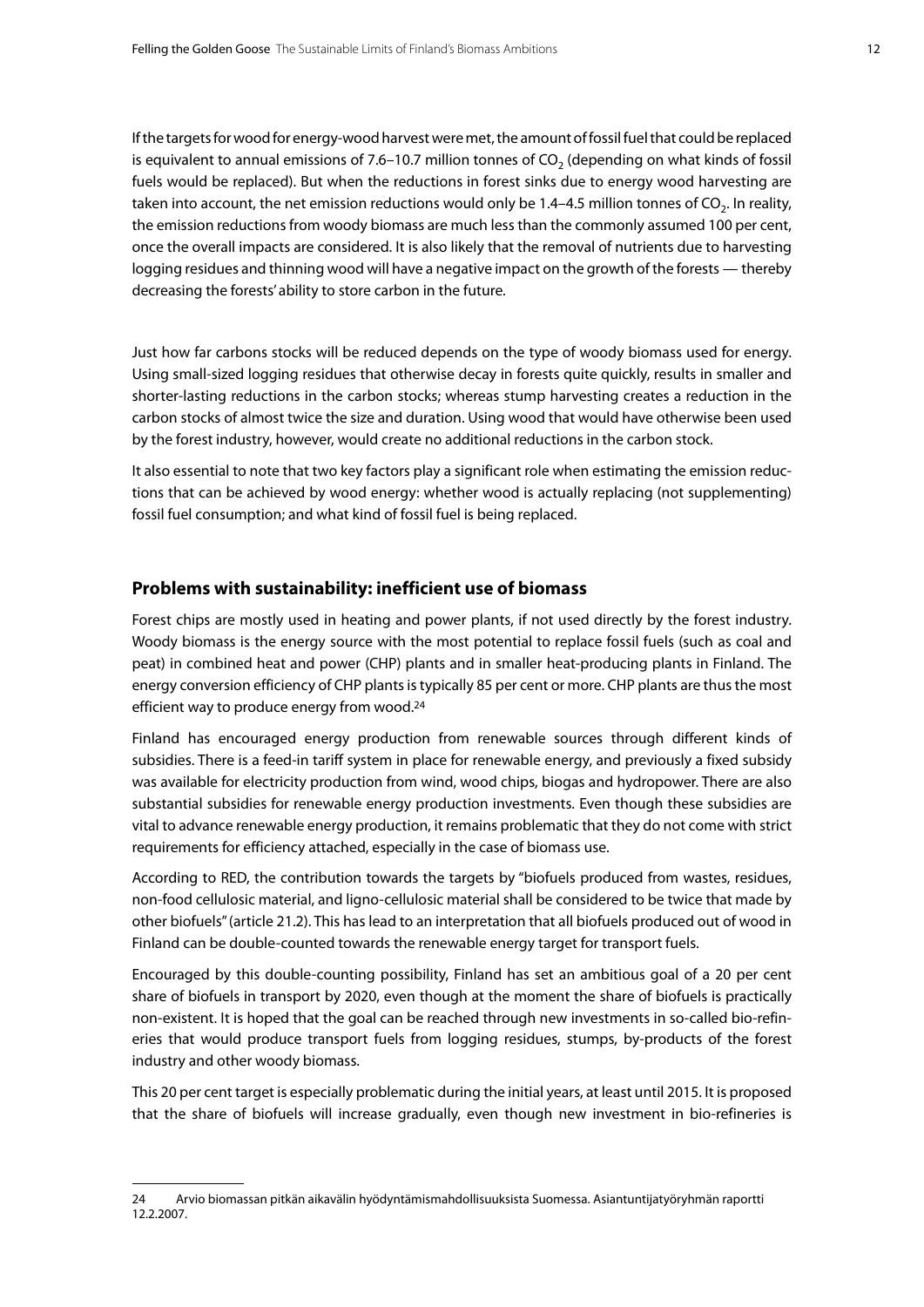If the targets for wood for energy-wood harvest were met, the amount of fossil fuel that could be replaced is equivalent to annual emissions of 7.6–10.7 million tonnes of $CO_2$ (depending on what kinds of fossil fuels would be replaced). But when the reductions in forest sinks due to energy wood harvesting are taken into account, the net emission reductions would only be 1.4–4.5 million tonnes of $CO_2$. In reality, the emission reductions from woody biomass are much less than the commonly assumed 100 per cent, once the overall impacts are considered. It is also likely that the removal of nutrients due to harvesting logging residues and thinning wood will have a negative impact on the growth of the forests — thereby decreasing the forests' ability to store carbon in the future.

Just how far carbons stocks will be reduced depends on the type of woody biomass used for energy. Using small-sized logging residues that otherwise decay in forests quite quickly, results in smaller and shorter-lasting reductions in the carbon stocks; whereas stump harvesting creates a reduction in the carbon stocks of almost twice the size and duration. Using wood that would have otherwise been used by the forest industry, however, would create no additional reductions in the carbon stock.

It also essential to note that two key factors play a significant role when estimating the emission reductions that can be achieved by wood energy: whether wood is actually replacing (not supplementing) fossil fuel consumption; and what kind of fossil fuel is being replaced.

## Problems with sustainability: inefficient use of biomass

Forest chips are mostly used in heating and power plants, if not used directly by the forest industry. Woody biomass is the energy source with the most potential to replace fossil fuels (such as coal and peat) in combined heat and power (CHP) plants and in smaller heat-producing plants in Finland. The energy conversion efficiency of CHP plants is typically 85 per cent or more. CHP plants are thus the most efficient way to produce energy from wood.[24]

Finland has encouraged energy production from renewable sources through different kinds of subsidies. There is a feed-in tariff system in place for renewable energy, and previously a fixed subsidy was available for electricity production from wind, wood chips, biogas and hydropower. There are also substantial subsidies for renewable energy production investments. Even though these subsidies are vital to advance renewable energy production, it remains problematic that they do not come with strict requirements for efficiency attached, especially in the case of biomass use.

According to RED, the contribution towards the targets by "biofuels produced from wastes, residues, non-food cellulosic material, and ligno-cellulosic material shall be considered to be twice that made by other biofuels" (article 21.2). This has lead to an interpretation that all biofuels produced out of wood in Finland can be double-counted towards the renewable energy target for transport fuels.

Encouraged by this double-counting possibility, Finland has set an ambitious goal of a 20 per cent share of biofuels in transport by 2020, even though at the moment the share of biofuels is practically non-existent. It is hoped that the goal can be reached through new investments in so-called bio-refineries that would produce transport fuels from logging residues, stumps, by-products of the forest industry and other woody biomass.

This 20 per cent target is especially problematic during the initial years, at least until 2015. It is proposed that the share of biofuels will increase gradually, even though new investment in bio-refineries is

---

24 Arvio biomassan pitkän aikavälin hyödyntämismahdollisuuksista Suomessa. Asiantuntijatyöryhmän raportti 12.2.2007.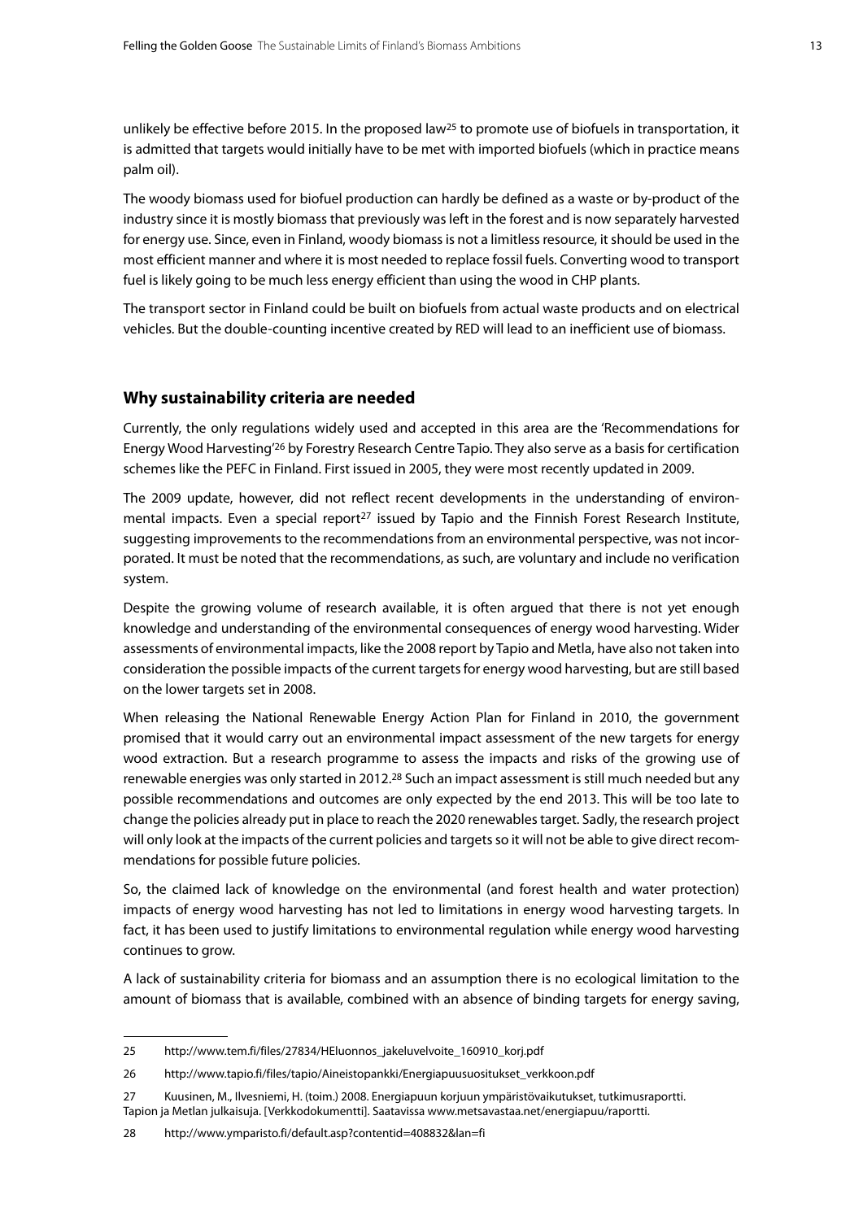unlikely be effective before 2015. In the proposed law[25] to promote use of biofuels in transportation, it is admitted that targets would initially have to be met with imported biofuels (which in practice means palm oil).

The woody biomass used for biofuel production can hardly be defined as a waste or by-product of the industry since it is mostly biomass that previously was left in the forest and is now separately harvested for energy use. Since, even in Finland, woody biomass is not a limitless resource, it should be used in the most efficient manner and where it is most needed to replace fossil fuels. Converting wood to transport fuel is likely going to be much less energy efficient than using the wood in CHP plants.

The transport sector in Finland could be built on biofuels from actual waste products and on electrical vehicles. But the double-counting incentive created by RED will lead to an inefficient use of biomass.

## Why sustainability criteria are needed

Currently, the only regulations widely used and accepted in this area are the 'Recommendations for Energy Wood Harvesting'[26] by Forestry Research Centre Tapio. They also serve as a basis for certification schemes like the PEFC in Finland. First issued in 2005, they were most recently updated in 2009.

The 2009 update, however, did not reflect recent developments in the understanding of environmental impacts. Even a special report[27] issued by Tapio and the Finnish Forest Research Institute, suggesting improvements to the recommendations from an environmental perspective, was not incorporated. It must be noted that the recommendations, as such, are voluntary and include no verification system.

Despite the growing volume of research available, it is often argued that there is not yet enough knowledge and understanding of the environmental consequences of energy wood harvesting. Wider assessments of environmental impacts, like the 2008 report by Tapio and Metla, have also not taken into consideration the possible impacts of the current targets for energy wood harvesting, but are still based on the lower targets set in 2008.

When releasing the National Renewable Energy Action Plan for Finland in 2010, the government promised that it would carry out an environmental impact assessment of the new targets for energy wood extraction. But a research programme to assess the impacts and risks of the growing use of renewable energies was only started in 2012.[28] Such an impact assessment is still much needed but any possible recommendations and outcomes are only expected by the end 2013. This will be too late to change the policies already put in place to reach the 2020 renewables target. Sadly, the research project will only look at the impacts of the current policies and targets so it will not be able to give direct recommendations for possible future policies.

So, the claimed lack of knowledge on the environmental (and forest health and water protection) impacts of energy wood harvesting has not led to limitations in energy wood harvesting targets. In fact, it has been used to justify limitations to environmental regulation while energy wood harvesting continues to grow.

A lack of sustainability criteria for biomass and an assumption there is no ecological limitation to the amount of biomass that is available, combined with an absence of binding targets for energy saving,

---

25 http://www.tem.fi/files/27834/HEluonnos_jakeluvelvoite_160910_korj.pdf

26 http://www.tapio.fi/files/tapio/Aineistopankki/Energiapuusuositukset_verkkoon.pdf

27 Kuusinen, M., Ilvesniemi, H. (toim.) 2008. Energiapuun korjuun ympäristövaikutukset, tutkimusraportti. Tapion ja Metlan julkaisuja. [Verkkodokumentti]. Saatavissa www.metsavastaa.net/energiapuu/raportti.

28 http://www.ymparisto.fi/default.asp?contentid=408832&lan=fi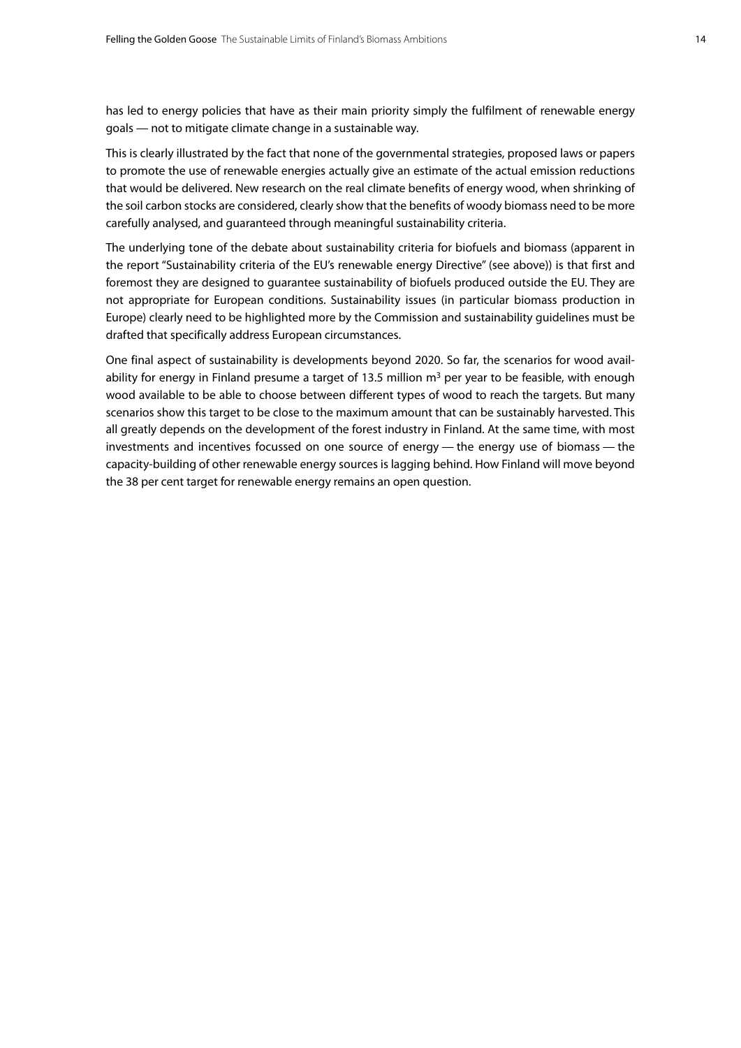has led to energy policies that have as their main priority simply the fulfilment of renewable energy goals — not to mitigate climate change in a sustainable way.

This is clearly illustrated by the fact that none of the governmental strategies, proposed laws or papers to promote the use of renewable energies actually give an estimate of the actual emission reductions that would be delivered. New research on the real climate benefits of energy wood, when shrinking of the soil carbon stocks are considered, clearly show that the benefits of woody biomass need to be more carefully analysed, and guaranteed through meaningful sustainability criteria.

The underlying tone of the debate about sustainability criteria for biofuels and biomass (apparent in the report "Sustainability criteria of the EU's renewable energy Directive" (see above)) is that first and foremost they are designed to guarantee sustainability of biofuels produced outside the EU. They are not appropriate for European conditions. Sustainability issues (in particular biomass production in Europe) clearly need to be highlighted more by the Commission and sustainability guidelines must be drafted that specifically address European circumstances.

One final aspect of sustainability is developments beyond 2020. So far, the scenarios for wood availability for energy in Finland presume a target of 13.5 million $m^3$ per year to be feasible, with enough wood available to be able to choose between different types of wood to reach the targets. But many scenarios show this target to be close to the maximum amount that can be sustainably harvested. This all greatly depends on the development of the forest industry in Finland. At the same time, with most investments and incentives focussed on one source of energy — the energy use of biomass — the capacity-building of other renewable energy sources is lagging behind. How Finland will move beyond the 38 per cent target for renewable energy remains an open question.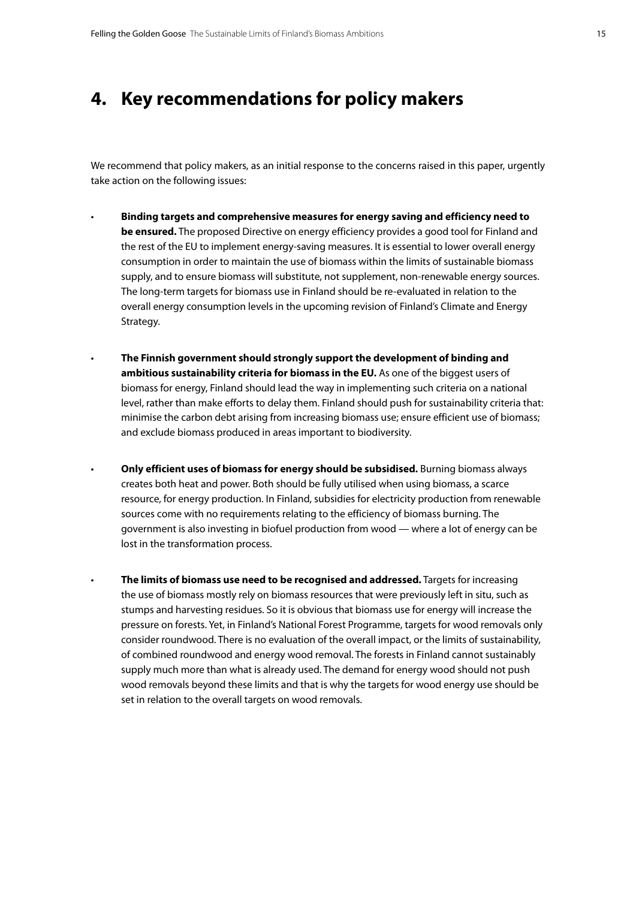# 4. Key recommendations for policy makers

We recommend that policy makers, as an initial response to the concerns raised in this paper, urgently take action on the following issues:

- **Binding targets and comprehensive measures for energy saving and efficiency need to be ensured.** The proposed Directive on energy efficiency provides a good tool for Finland and the rest of the EU to implement energy-saving measures. It is essential to lower overall energy consumption in order to maintain the use of biomass within the limits of sustainable biomass supply, and to ensure biomass will substitute, not supplement, non-renewable energy sources. The long-term targets for biomass use in Finland should be re-evaluated in relation to the overall energy consumption levels in the upcoming revision of Finland's Climate and Energy Strategy.

- **The Finnish government should strongly support the development of binding and ambitious sustainability criteria for biomass in the EU.** As one of the biggest users of biomass for energy, Finland should lead the way in implementing such criteria on a national level, rather than make efforts to delay them. Finland should push for sustainability criteria that: minimise the carbon debt arising from increasing biomass use; ensure efficient use of biomass; and exclude biomass produced in areas important to biodiversity.

- **Only efficient uses of biomass for energy should be subsidised.** Burning biomass always creates both heat and power. Both should be fully utilised when using biomass, a scarce resource, for energy production. In Finland, subsidies for electricity production from renewable sources come with no requirements relating to the efficiency of biomass burning. The government is also investing in biofuel production from wood — where a lot of energy can be lost in the transformation process.

- **The limits of biomass use need to be recognised and addressed.** Targets for increasing the use of biomass mostly rely on biomass resources that were previously left in situ, such as stumps and harvesting residues. So it is obvious that biomass use for energy will increase the pressure on forests. Yet, in Finland's National Forest Programme, targets for wood removals only consider roundwood. There is no evaluation of the overall impact, or the limits of sustainability, of combined roundwood and energy wood removal. The forests in Finland cannot sustainably supply much more than what is already used. The demand for energy wood should not push wood removals beyond these limits and that is why the targets for wood energy use should be set in relation to the overall targets on wood removals.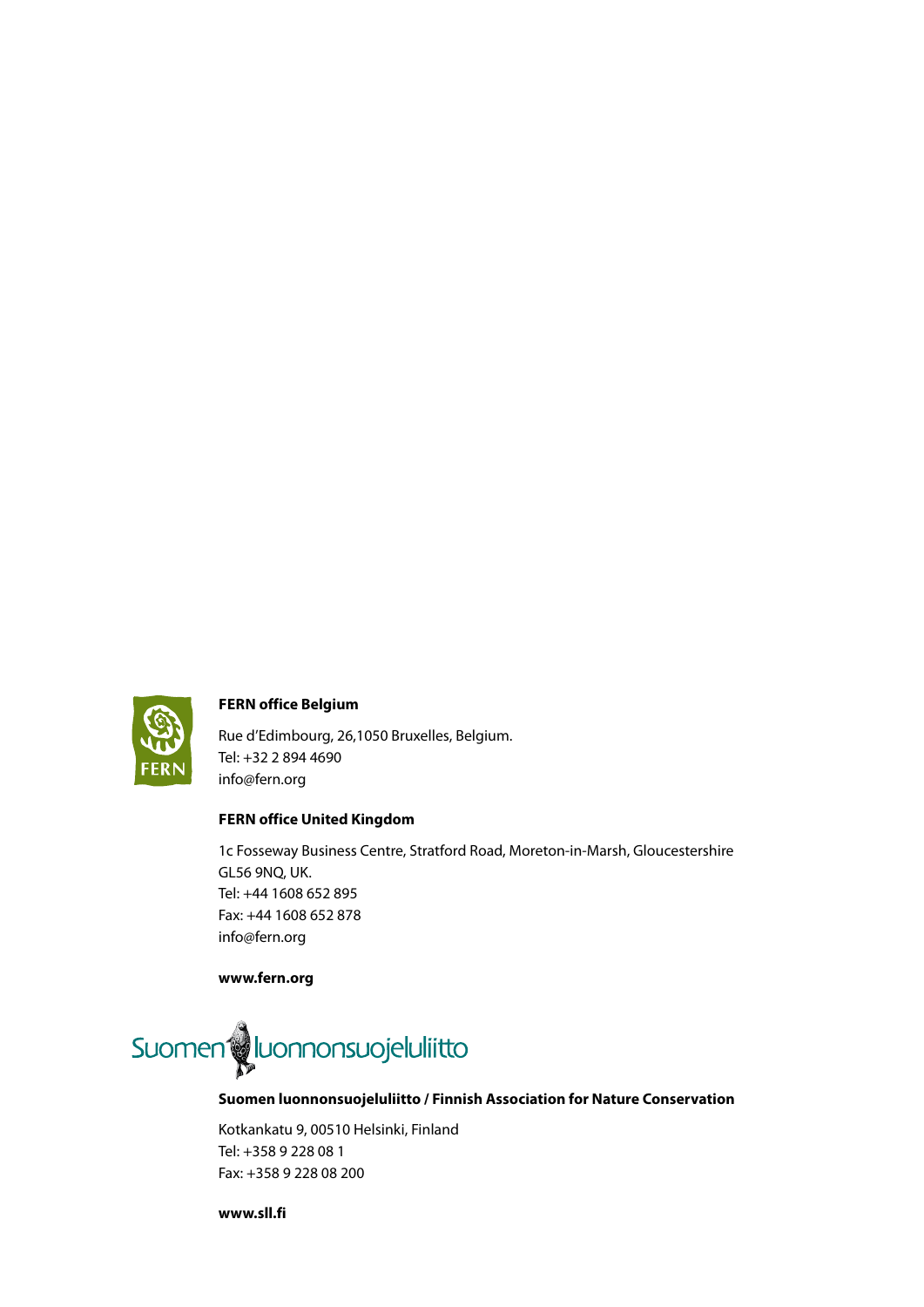**FERN office Belgium**

Rue d'Edimbourg, 26,1050 Bruxelles, Belgium.
Tel: +32 2 894 4690
info@fern.org

**FERN office United Kingdom**

1c Fosseway Business Centre, Stratford Road, Moreton-in-Marsh, Gloucestershire
GL56 9NQ, UK.
Tel: +44 1608 652 895
Fax: +44 1608 652 878
info@fern.org

**www.fern.org**

Suomen luonnonsuojeluliitto

**Suomen luonnonsuojeluliitto / Finnish Association for Nature Conservation**

Kotkankatu 9, 00510 Helsinki, Finland
Tel: +358 9 228 08 1
Fax: +358 9 228 08 200

**www.sll.fi**